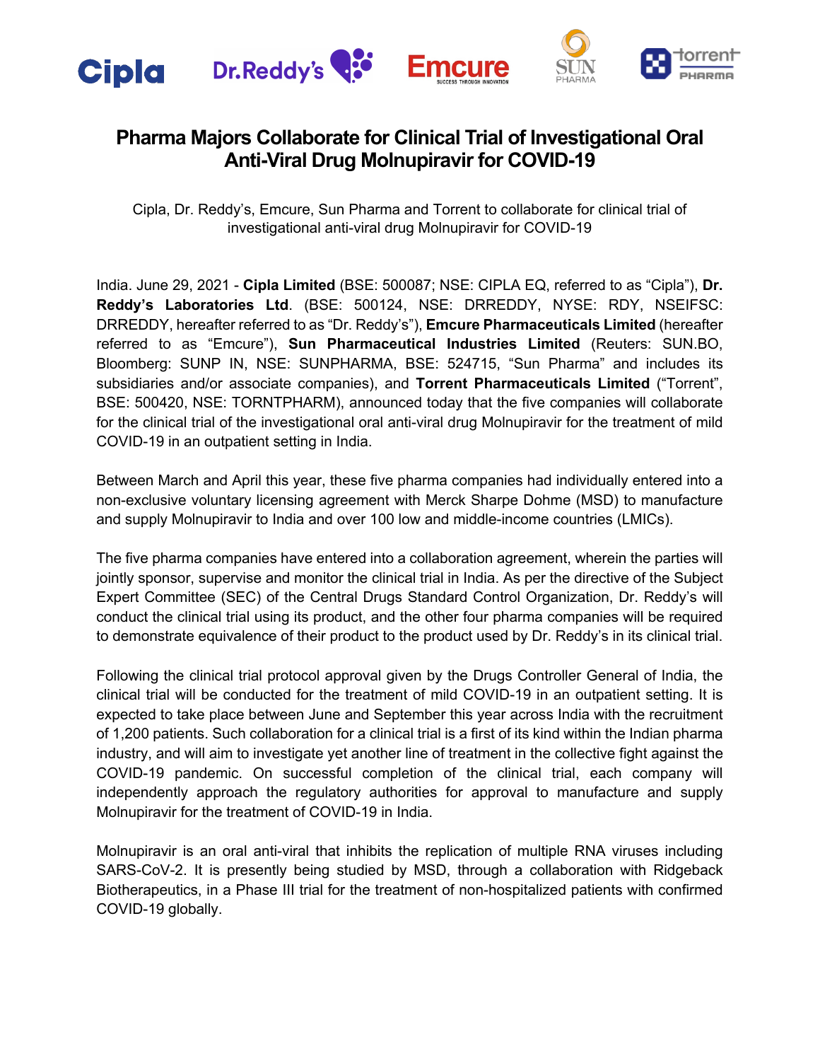# Pharma Majors Collaborate for Clinical Trial of Investigational Oral Anti-Viral Drug Molnupiravir for COVID-19

Cipla, Dr. Reddy's, Emcure, Sun Pharma and Torrent to collaborate for clinical trial of investigational anti-viral drug Molnupiravir for COVID-19

India. June 29, 2021 - **Cipla Limited** (BSE: 500087; NSE: CIPLA EQ, referred to as "Cipla"), **Dr. Reddy's Laboratories Ltd**. (BSE: 500124, NSE: DRREDDY, NYSE: RDY, NSEIFSC: DRREDDY, hereafter referred to as "Dr. Reddy's"), **Emcure Pharmaceuticals Limited** (hereafter referred to as "Emcure"), **Sun Pharmaceutical Industries Limited** (Reuters: SUN.BO, Bloomberg: SUNP IN, NSE: SUNPHARMA, BSE: 524715, "Sun Pharma" and includes its subsidiaries and/or associate companies), and **Torrent Pharmaceuticals Limited** ("Torrent", BSE: 500420, NSE: TORNTPHARM), announced today that the five companies will collaborate for the clinical trial of the investigational oral anti-viral drug Molnupiravir for the treatment of mild COVID-19 in an outpatient setting in India.

Between March and April this year, these five pharma companies had individually entered into a non-exclusive voluntary licensing agreement with Merck Sharpe Dohme (MSD) to manufacture and supply Molnupiravir to India and over 100 low and middle-income countries (LMICs).

The five pharma companies have entered into a collaboration agreement, wherein the parties will jointly sponsor, supervise and monitor the clinical trial in India. As per the directive of the Subject Expert Committee (SEC) of the Central Drugs Standard Control Organization, Dr. Reddy's will conduct the clinical trial using its product, and the other four pharma companies will be required to demonstrate equivalence of their product to the product used by Dr. Reddy's in its clinical trial.

Following the clinical trial protocol approval given by the Drugs Controller General of India, the clinical trial will be conducted for the treatment of mild COVID-19 in an outpatient setting. It is expected to take place between June and September this year across India with the recruitment of 1,200 patients. Such collaboration for a clinical trial is a first of its kind within the Indian pharma industry, and will aim to investigate yet another line of treatment in the collective fight against the COVID-19 pandemic. On successful completion of the clinical trial, each company will independently approach the regulatory authorities for approval to manufacture and supply Molnupiravir for the treatment of COVID-19 in India.

Molnupiravir is an oral anti-viral that inhibits the replication of multiple RNA viruses including SARS-CoV-2. It is presently being studied by MSD, through a collaboration with Ridgeback Biotherapeutics, in a Phase III trial for the treatment of non-hospitalized patients with confirmed COVID-19 globally.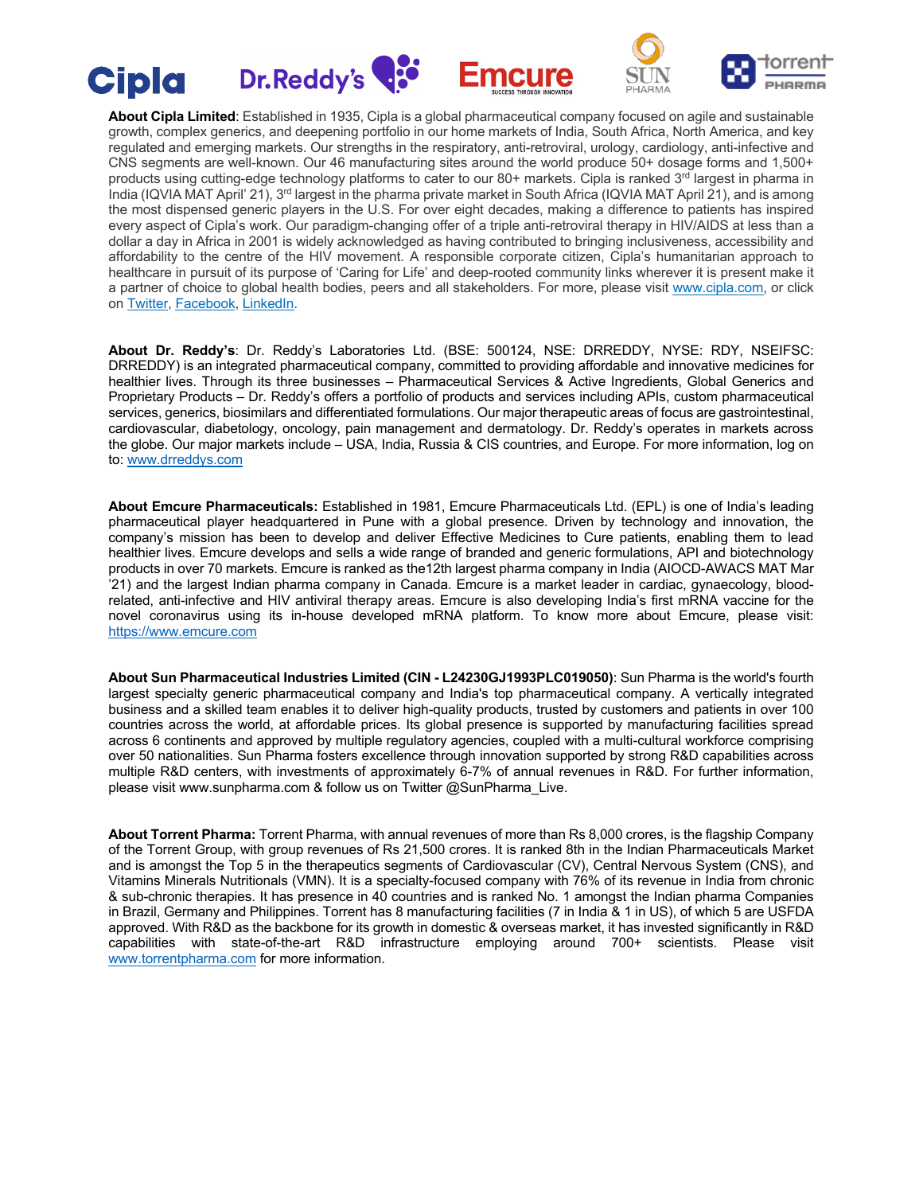**About Cipla Limited**: Established in 1935, Cipla is a global pharmaceutical company focused on agile and sustainable growth, complex generics, and deepening portfolio in our home markets of India, South Africa, North America, and key regulated and emerging markets. Our strengths in the respiratory, anti-retroviral, urology, cardiology, anti-infective and CNS segments are well-known. Our 46 manufacturing sites around the world produce 50+ dosage forms and 1,500+ products using cutting-edge technology platforms to cater to our 80+ markets. Cipla is ranked 3rd largest in pharma in India (IQVIA MAT April' 21), 3rd largest in the pharma private market in South Africa (IQVIA MAT April 21), and is among the most dispensed generic players in the U.S. For over eight decades, making a difference to patients has inspired every aspect of Cipla's work. Our paradigm-changing offer of a triple anti-retroviral therapy in HIV/AIDS at less than a dollar a day in Africa in 2001 is widely acknowledged as having contributed to bringing inclusiveness, accessibility and affordability to the centre of the HIV movement. A responsible corporate citizen, Cipla's humanitarian approach to healthcare in pursuit of its purpose of 'Caring for Life' and deep-rooted community links wherever it is present make it a partner of choice to global health bodies, peers and all stakeholders. For more, please visit [www.cipla.com](www.cipla.com), or click on Twitter, Facebook, LinkedIn.

**About Dr. Reddy's**: Dr. Reddy's Laboratories Ltd. (BSE: 500124, NSE: DRREDDY, NYSE: RDY, NSEIFSC: DRREDDY) is an integrated pharmaceutical company, committed to providing affordable and innovative medicines for healthier lives. Through its three businesses – Pharmaceutical Services & Active Ingredients, Global Generics and Proprietary Products – Dr. Reddy's offers a portfolio of products and services including APIs, custom pharmaceutical services, generics, biosimilars and differentiated formulations. Our major therapeutic areas of focus are gastrointestinal, cardiovascular, diabetology, oncology, pain management and dermatology. Dr. Reddy's operates in markets across the globe. Our major markets include – USA, India, Russia & CIS countries, and Europe. For more information, log on to: [www.drreddys.com](www.drreddys.com)

**About Emcure Pharmaceuticals:** Established in 1981, Emcure Pharmaceuticals Ltd. (EPL) is one of India's leading pharmaceutical player headquartered in Pune with a global presence. Driven by technology and innovation, the company's mission has been to develop and deliver Effective Medicines to Cure patients, enabling them to lead healthier lives. Emcure develops and sells a wide range of branded and generic formulations, API and biotechnology products in over 70 markets. Emcure is ranked as the12th largest pharma company in India (AIOCD-AWACS MAT Mar '21) and the largest Indian pharma company in Canada. Emcure is a market leader in cardiac, gynaecology, blood-related, anti-infective and HIV antiviral therapy areas. Emcure is also developing India's first mRNA vaccine for the novel coronavirus using its in-house developed mRNA platform. To know more about Emcure, please visit: [https://www.emcure.com](https://www.emcure.com)

**About Sun Pharmaceutical Industries Limited (CIN - L24230GJ1993PLC019050)**: Sun Pharma is the world's fourth largest specialty generic pharmaceutical company and India's top pharmaceutical company. A vertically integrated business and a skilled team enables it to deliver high-quality products, trusted by customers and patients in over 100 countries across the world, at affordable prices. Its global presence is supported by manufacturing facilities spread across 6 continents and approved by multiple regulatory agencies, coupled with a multi-cultural workforce comprising over 50 nationalities. Sun Pharma fosters excellence through innovation supported by strong R&D capabilities across multiple R&D centers, with investments of approximately 6-7% of annual revenues in R&D. For further information, please visit www.sunpharma.com & follow us on Twitter @SunPharma_Live.

**About Torrent Pharma:** Torrent Pharma, with annual revenues of more than Rs 8,000 crores, is the flagship Company of the Torrent Group, with group revenues of Rs 21,500 crores. It is ranked 8th in the Indian Pharmaceuticals Market and is amongst the Top 5 in the therapeutics segments of Cardiovascular (CV), Central Nervous System (CNS), and Vitamins Minerals Nutritionals (VMN). It is a specialty-focused company with 76% of its revenue in India from chronic & sub-chronic therapies. It has presence in 40 countries and is ranked No. 1 amongst the Indian pharma Companies in Brazil, Germany and Philippines. Torrent has 8 manufacturing facilities (7 in India & 1 in US), of which 5 are USFDA approved. With R&D as the backbone for its growth in domestic & overseas market, it has invested significantly in R&D capabilities with state-of-the-art R&D infrastructure employing around 700+ scientists. Please visit [www.torrentpharma.com](www.torrentpharma.com) for more information.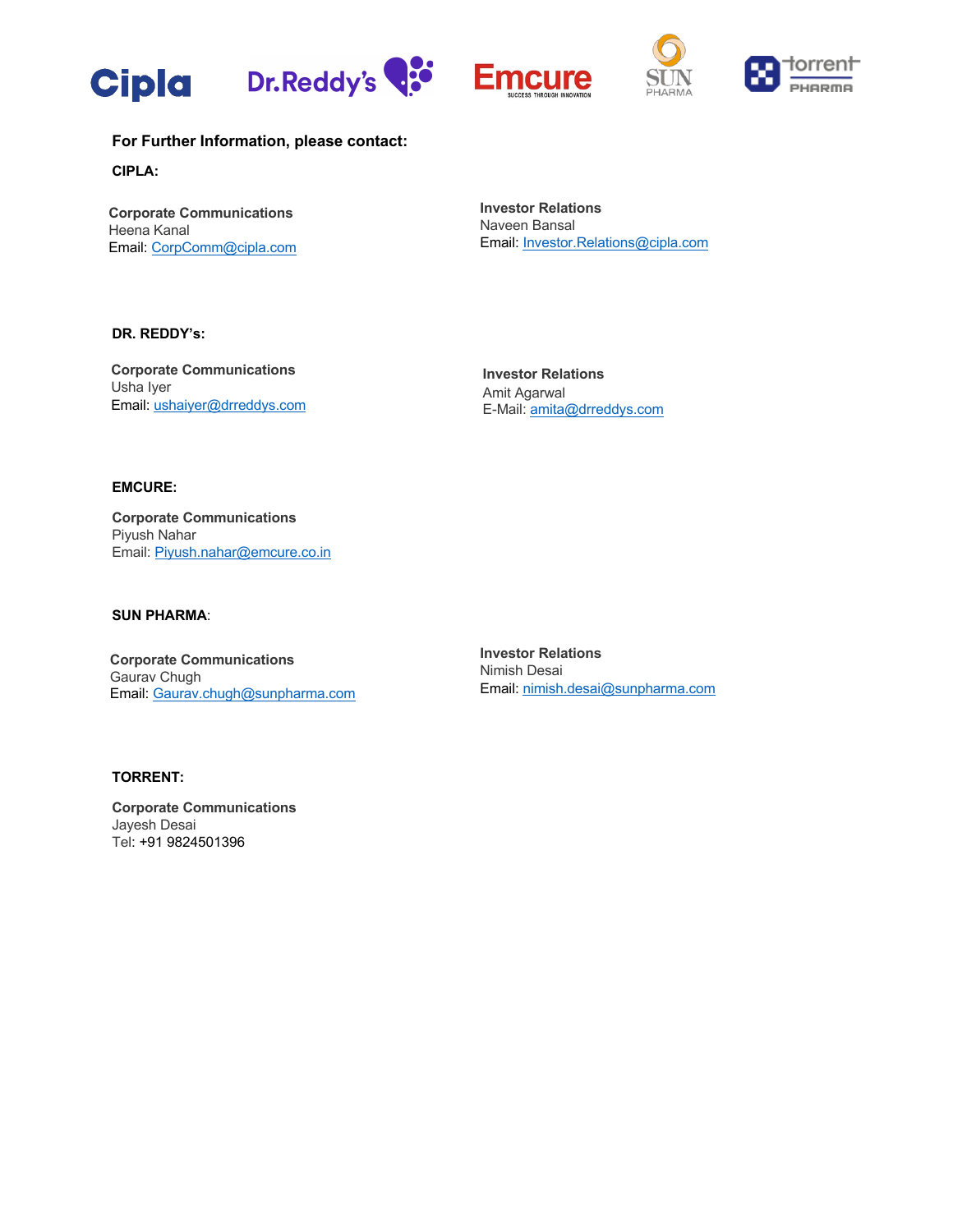**For Further Information, please contact:**

**CIPLA:**

**Corporate Communications**
Heena Kanal
Email: CorpComm@cipla.com

**Investor Relations**
Naveen Bansal
Email: Investor.Relations@cipla.com

**DR. REDDY's:**

**Corporate Communications**
Usha Iyer
Email: ushaiyer@drreddys.com

**Investor Relations**
Amit Agarwal
E-Mail: amita@drreddys.com

**EMCURE:**

**Corporate Communications**
Piyush Nahar
Email: Piyush.nahar@emcure.co.in

**SUN PHARMA**:

**Corporate Communications**
Gaurav Chugh
Email: Gaurav.chugh@sunpharma.com

**Investor Relations**
Nimish Desai
Email: nimish.desai@sunpharma.com

**TORRENT:**

**Corporate Communications**
Jayesh Desai
Tel: +91 9824501396